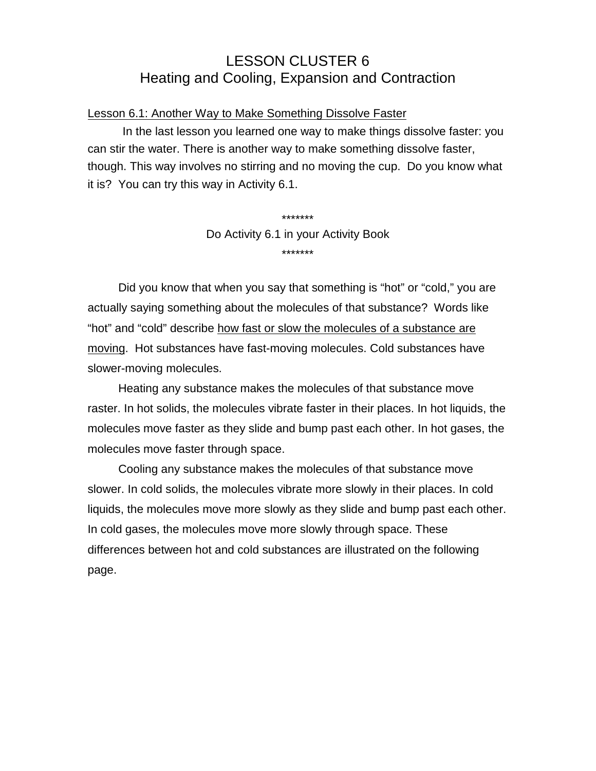# LESSON CLUSTER 6
## Heating and Cooling, Expansion and Contraction

<u>Lesson 6.1: Another Way to Make Something Dissolve Faster</u>

In the last lesson you learned one way to make things dissolve faster: you can stir the water. There is another way to make something dissolve faster, though. This way involves no stirring and no moving the cup. Do you know what it is? You can try this way in Activity 6.1.

*******

Do Activity 6.1 in your Activity Book

*******

Did you know that when you say that something is "hot" or "cold," you are actually saying something about the molecules of that substance? Words like "hot" and "cold" describe <u>how fast or slow the molecules of a substance are moving</u>. Hot substances have fast-moving molecules. Cold substances have slower-moving molecules.

Heating any substance makes the molecules of that substance move raster. In hot solids, the molecules vibrate faster in their places. In hot liquids, the molecules move faster as they slide and bump past each other. In hot gases, the molecules move faster through space.

Cooling any substance makes the molecules of that substance move slower. In cold solids, the molecules vibrate more slowly in their places. In cold liquids, the molecules move more slowly as they slide and bump past each other. In cold gases, the molecules move more slowly through space. These differences between hot and cold substances are illustrated on the following page.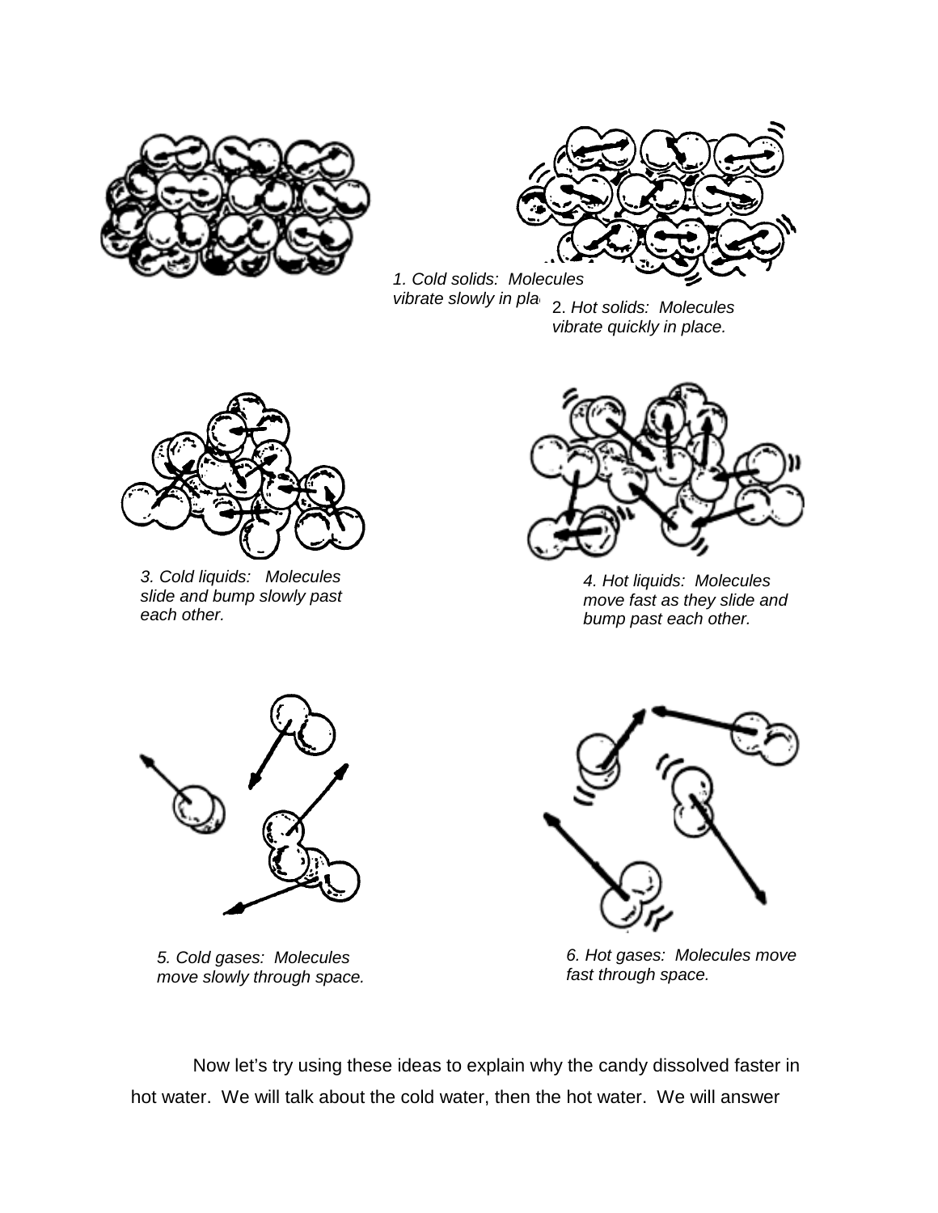*1. Cold solids: Molecules vibrate slowly in place.*

2. *Hot solids: Molecules vibrate quickly in place.*

*3. Cold liquids: Molecules slide and bump slowly past each other.*

*4. Hot liquids: Molecules move fast as they slide and bump past each other.*

*5. Cold gases: Molecules move slowly through space.*

*6. Hot gases: Molecules move fast through space.*

Now let's try using these ideas to explain why the candy dissolved faster in hot water. We will talk about the cold water, then the hot water. We will answer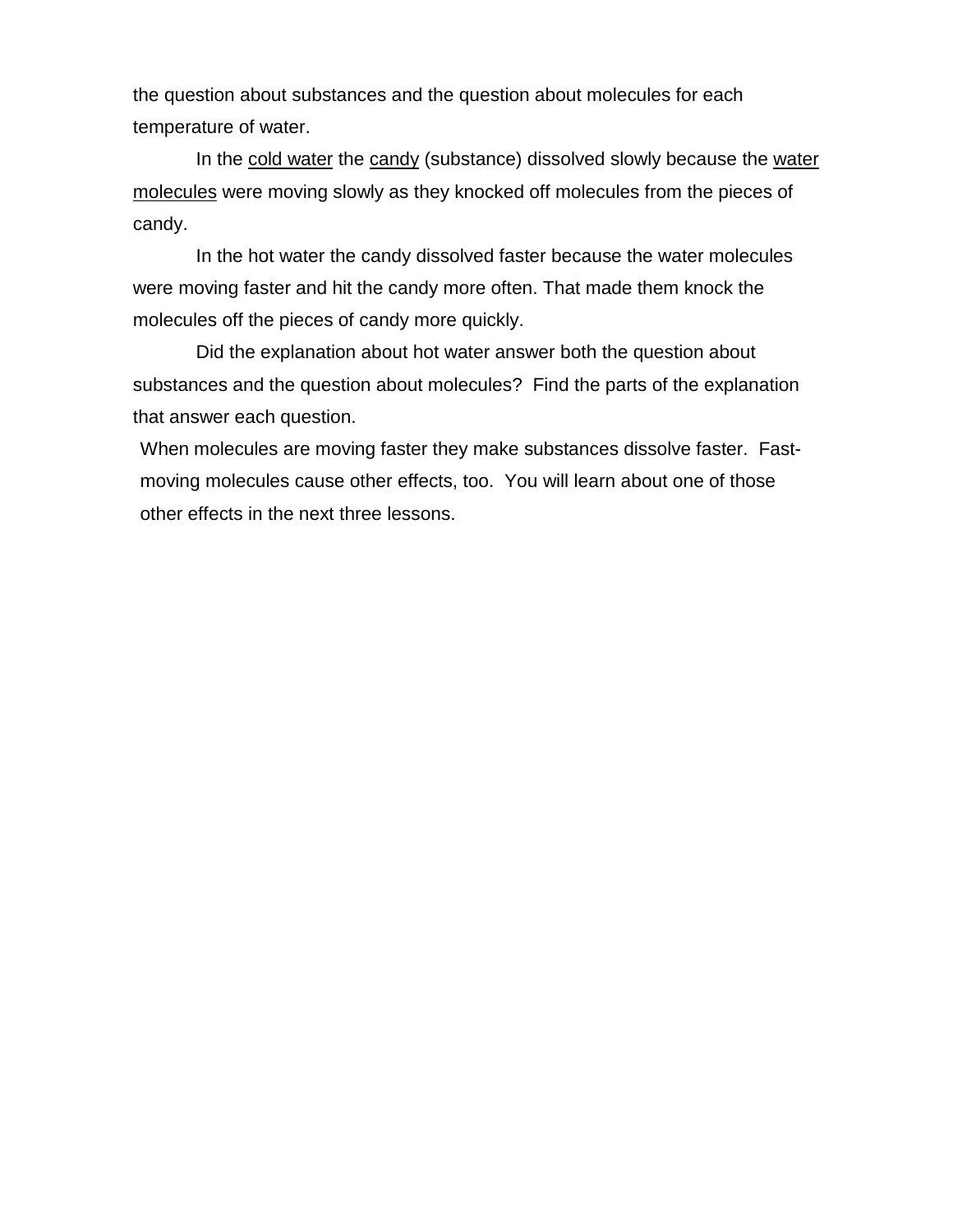the question about substances and the question about molecules for each temperature of water.

In the <u>cold water</u> the <u>candy</u> (substance) dissolved slowly because the <u>water molecules</u> were moving slowly as they knocked off molecules from the pieces of candy.

In the hot water the candy dissolved faster because the water molecules were moving faster and hit the candy more often. That made them knock the molecules off the pieces of candy more quickly.

Did the explanation about hot water answer both the question about substances and the question about molecules? Find the parts of the explanation that answer each question.

When molecules are moving faster they make substances dissolve faster. Fast-moving molecules cause other effects, too. You will learn about one of those other effects in the next three lessons.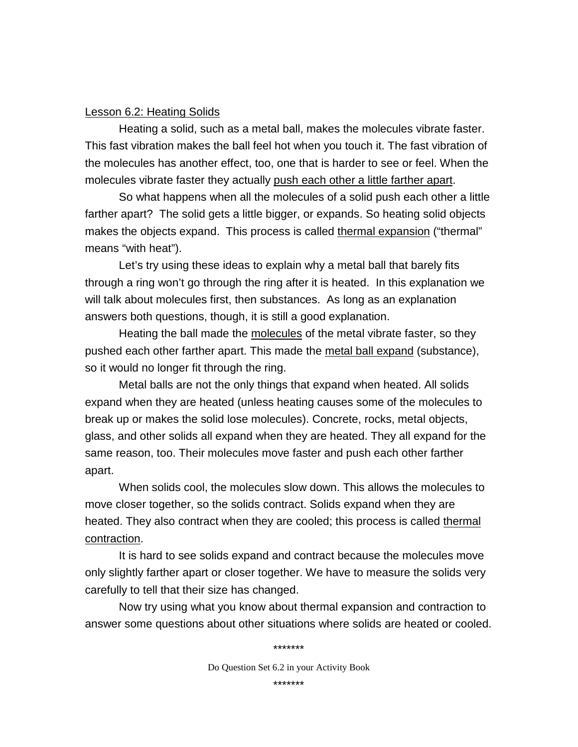## Lesson 6.2: Heating Solids

Heating a solid, such as a metal ball, makes the molecules vibrate faster. This fast vibration makes the ball feel hot when you touch it. The fast vibration of the molecules has another effect, too, one that is harder to see or feel. When the molecules vibrate faster they actually push each other a little farther apart.

So what happens when all the molecules of a solid push each other a little farther apart? The solid gets a little bigger, or expands. So heating solid objects makes the objects expand. This process is called thermal expansion ("thermal" means "with heat").

Let's try using these ideas to explain why a metal ball that barely fits through a ring won't go through the ring after it is heated. In this explanation we will talk about molecules first, then substances. As long as an explanation answers both questions, though, it is still a good explanation.

Heating the ball made the molecules of the metal vibrate faster, so they pushed each other farther apart. This made the metal ball expand (substance), so it would no longer fit through the ring.

Metal balls are not the only things that expand when heated. All solids expand when they are heated (unless heating causes some of the molecules to break up or makes the solid lose molecules). Concrete, rocks, metal objects, glass, and other solids all expand when they are heated. They all expand for the same reason, too. Their molecules move faster and push each other farther apart.

When solids cool, the molecules slow down. This allows the molecules to move closer together, so the solids contract. Solids expand when they are heated. They also contract when they are cooled; this process is called thermal contraction.

It is hard to see solids expand and contract because the molecules move only slightly farther apart or closer together. We have to measure the solids very carefully to tell that their size has changed.

Now try using what you know about thermal expansion and contraction to answer some questions about other situations where solids are heated or cooled.

*******

Do Question Set 6.2 in your Activity Book

*******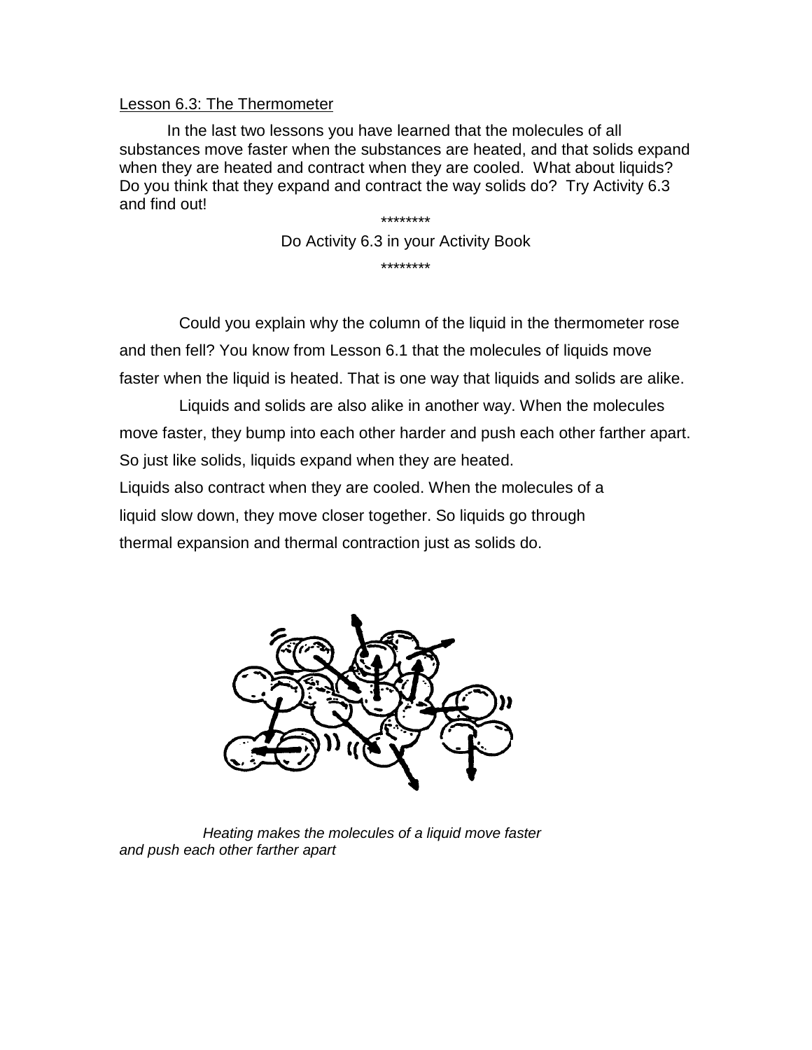Lesson 6.3: The Thermometer

In the last two lessons you have learned that the molecules of all substances move faster when the substances are heated, and that solids expand when they are heated and contract when they are cooled. What about liquids? Do you think that they expand and contract the way solids do? Try Activity 6.3 and find out!

********

Do Activity 6.3 in your Activity Book

********

Could you explain why the column of the liquid in the thermometer rose and then fell? You know from Lesson 6.1 that the molecules of liquids move faster when the liquid is heated. That is one way that liquids and solids are alike.

Liquids and solids are also alike in another way. When the molecules move faster, they bump into each other harder and push each other farther apart. So just like solids, liquids expand when they are heated.

Liquids also contract when they are cooled. When the molecules of a liquid slow down, they move closer together. So liquids go through thermal expansion and thermal contraction just as solids do.

*Heating makes the molecules of a liquid move faster and push each other farther apart*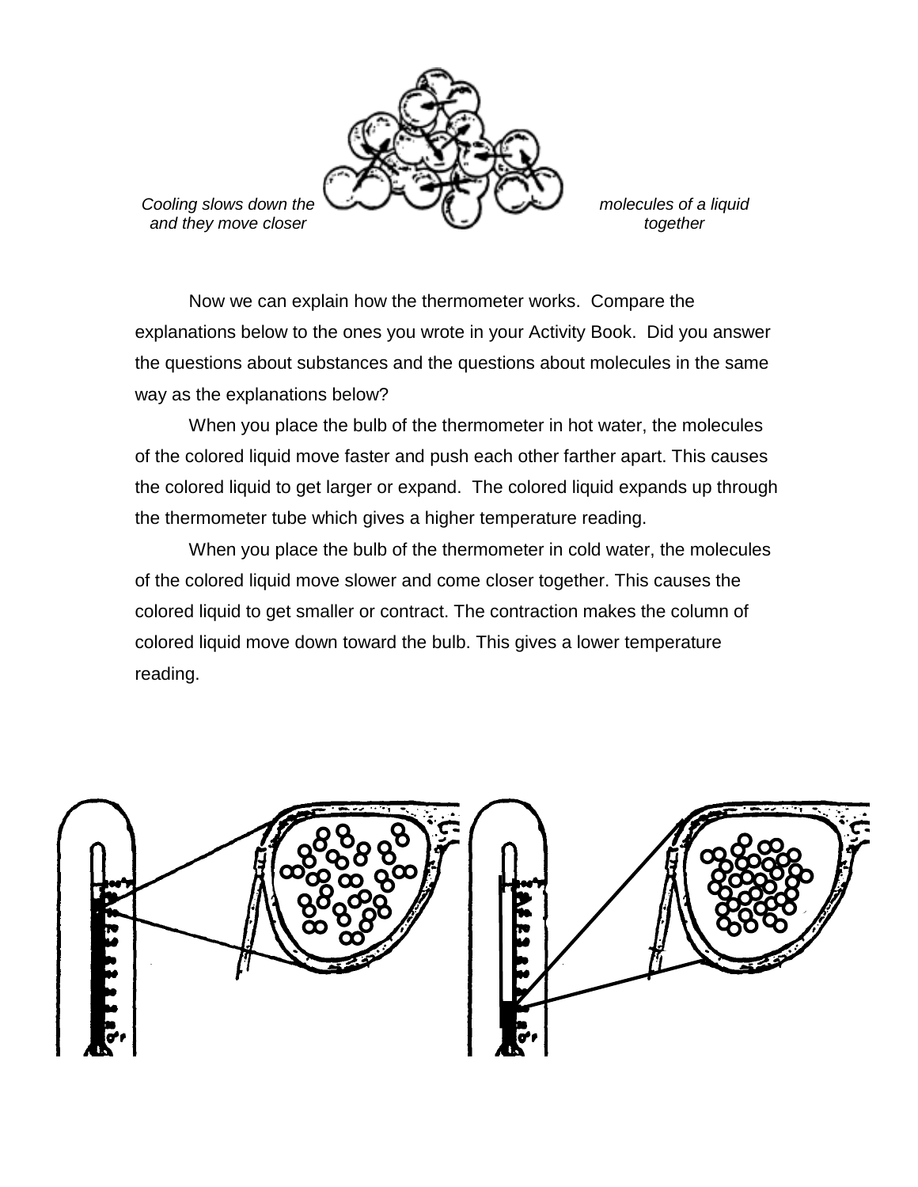*Cooling slows down the molecules of a liquid and they move closer together*

Now we can explain how the thermometer works. Compare the explanations below to the ones you wrote in your Activity Book. Did you answer the questions about substances and the questions about molecules in the same way as the explanations below?

When you place the bulb of the thermometer in hot water, the molecules of the colored liquid move faster and push each other farther apart. This causes the colored liquid to get larger or expand. The colored liquid expands up through the thermometer tube which gives a higher temperature reading.

When you place the bulb of the thermometer in cold water, the molecules of the colored liquid move slower and come closer together. This causes the colored liquid to get smaller or contract. The contraction makes the column of colored liquid move down toward the bulb. This gives a lower temperature reading.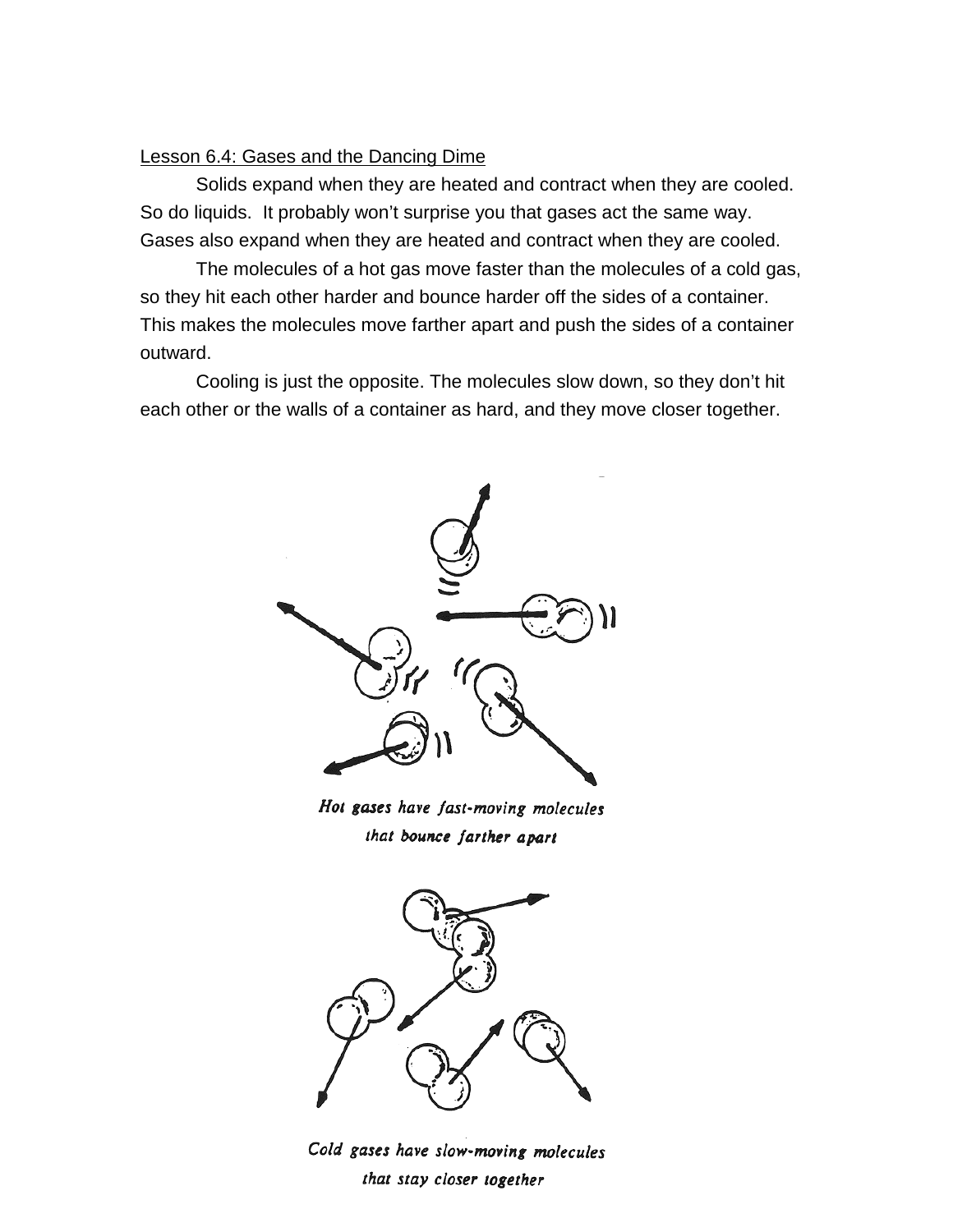Lesson 6.4: Gases and the Dancing Dime

Solids expand when they are heated and contract when they are cooled. So do liquids. It probably won't surprise you that gases act the same way. Gases also expand when they are heated and contract when they are cooled.

The molecules of a hot gas move faster than the molecules of a cold gas, so they hit each other harder and bounce harder off the sides of a container. This makes the molecules move farther apart and push the sides of a container outward.

Cooling is just the opposite. The molecules slow down, so they don't hit each other or the walls of a container as hard, and they move closer together.

*Hot gases have fast-moving molecules that bounce farther apart*

*Cold gases have slow-moving molecules that stay closer together*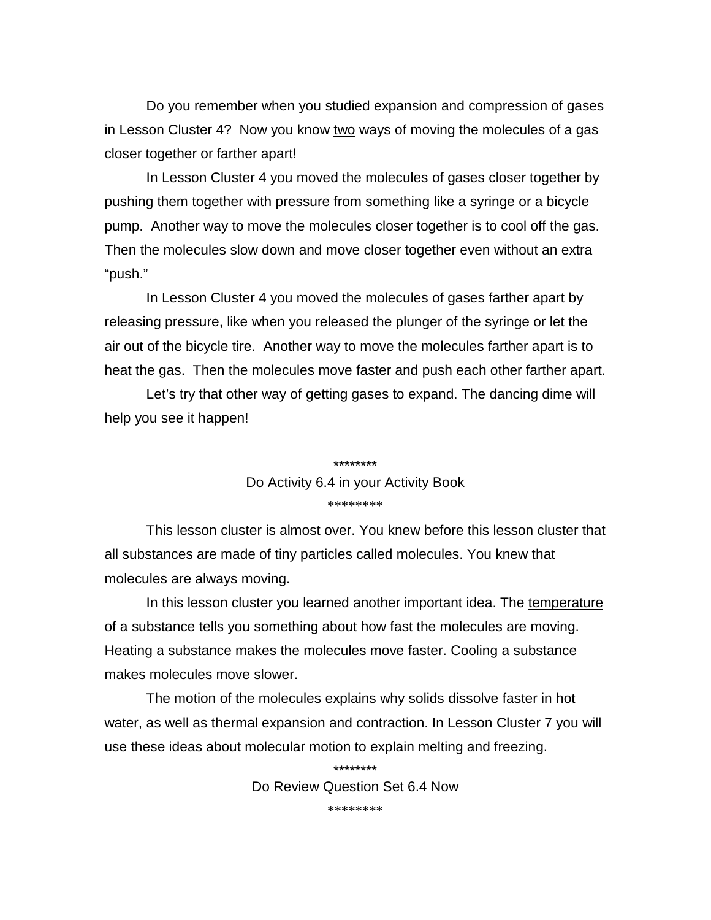Do you remember when you studied expansion and compression of gases in Lesson Cluster 4? Now you know <u>two</u> ways of moving the molecules of a gas closer together or farther apart!

In Lesson Cluster 4 you moved the molecules of gases closer together by pushing them together with pressure from something like a syringe or a bicycle pump. Another way to move the molecules closer together is to cool off the gas. Then the molecules slow down and move closer together even without an extra "push."

In Lesson Cluster 4 you moved the molecules of gases farther apart by releasing pressure, like when you released the plunger of the syringe or let the air out of the bicycle tire. Another way to move the molecules farther apart is to heat the gas. Then the molecules move faster and push each other farther apart.

Let's try that other way of getting gases to expand. The dancing dime will help you see it happen!

********

Do Activity 6.4 in your Activity Book

********

This lesson cluster is almost over. You knew before this lesson cluster that all substances are made of tiny particles called molecules. You knew that molecules are always moving.

In this lesson cluster you learned another important idea. The <u>temperature</u> of a substance tells you something about how fast the molecules are moving. Heating a substance makes the molecules move faster. Cooling a substance makes molecules move slower.

The motion of the molecules explains why solids dissolve faster in hot water, as well as thermal expansion and contraction. In Lesson Cluster 7 you will use these ideas about molecular motion to explain melting and freezing.

********

Do Review Question Set 6.4 Now

********